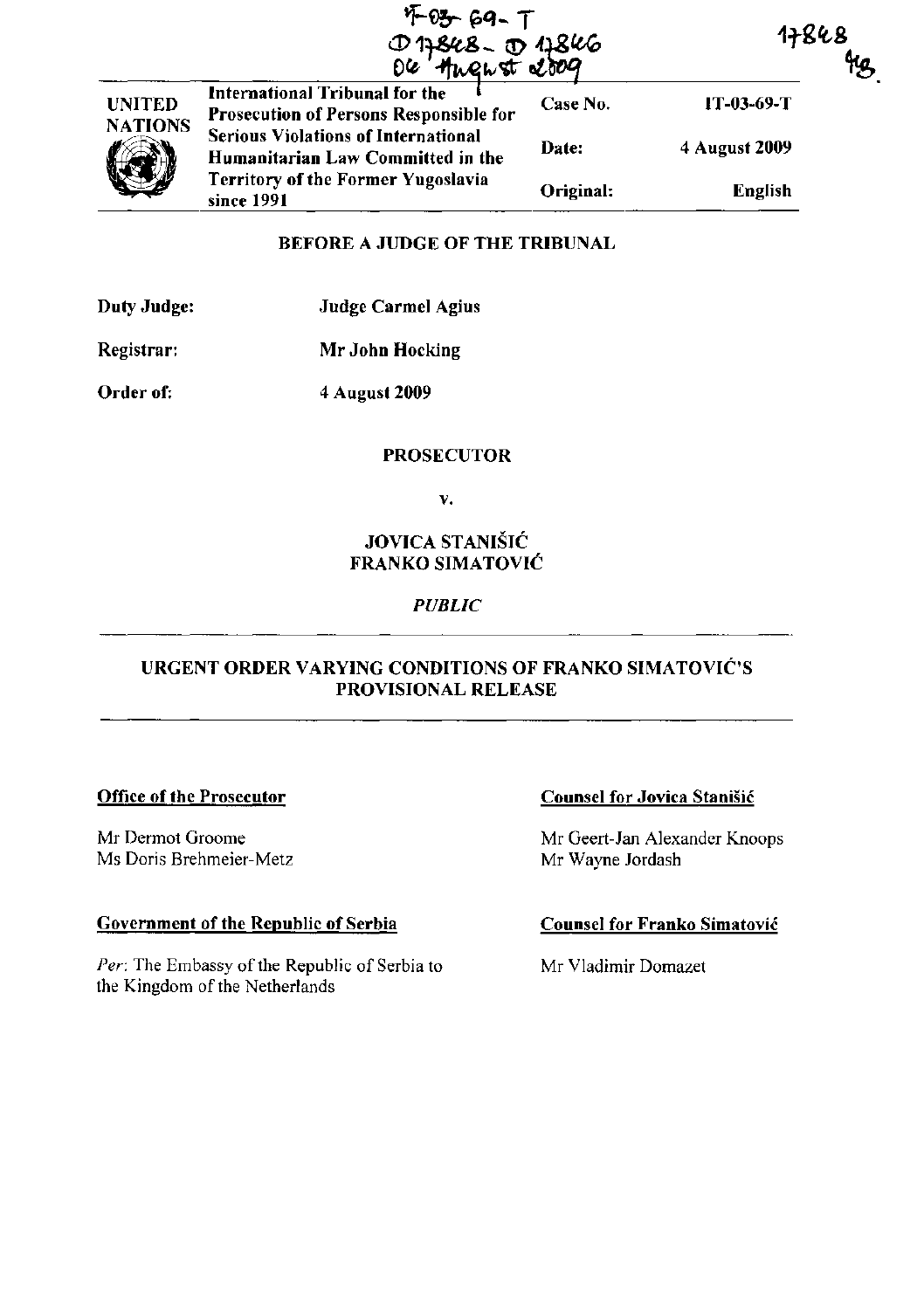IT-03-69-T
D17848 - D17846
04 August 2009

17848
HG

| UNITED NATIONS | International Tribunal for the Prosecution of Persons Responsible for Serious Violations of International Humanitarian Law Committed in the Territory of the Former Yugoslavia since 1991 | Case No. | IT-03-69-T |
|---|---|---|---|
| | | Date: | 4 August 2009 |
| | | Original: | English |

**BEFORE A JUDGE OF THE TRIBUNAL**

**Duty Judge:** **Judge Carmel Agius**

**Registrar:** **Mr John Hocking**

**Order of:** **4 August 2009**

**PROSECUTOR**

**v.**

**JOVICA STANIŠIĆ**
**FRANKO SIMATOVIĆ**

***PUBLIC***

**URGENT ORDER VARYING CONDITIONS OF FRANKO SIMATOVIĆ'S PROVISIONAL RELEASE**

**Office of the Prosecutor**

Mr Dermot Groome
Ms Doris Brehmeier-Metz

**Government of the Republic of Serbia**

*Per*: The Embassy of the Republic of Serbia to the Kingdom of the Netherlands

**Counsel for Jovica Stanišić**

Mr Geert-Jan Alexander Knoops
Mr Wayne Jordash

**Counsel for Franko Simatović**

Mr Vladimir Domazet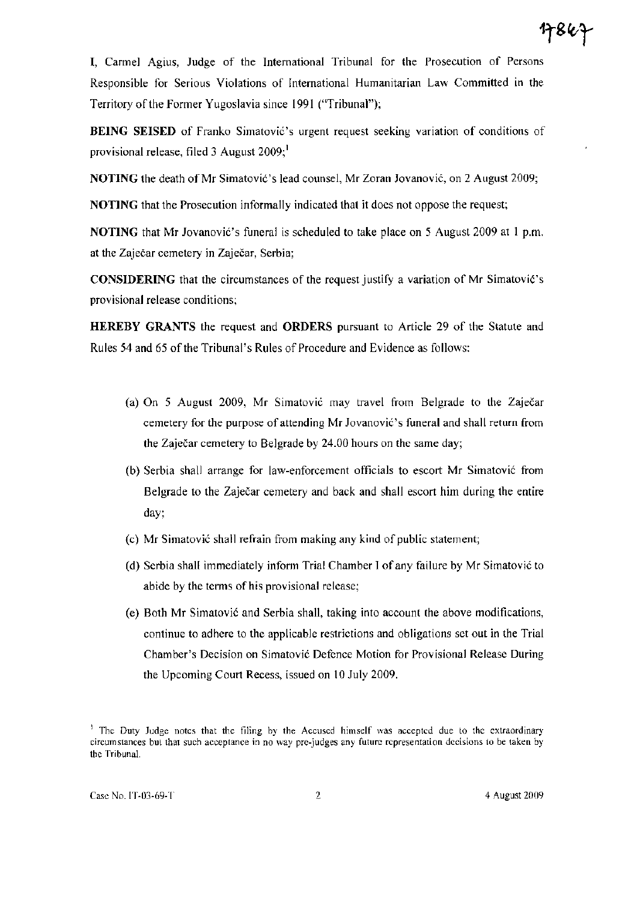I, Carmel Agius, Judge of the International Tribunal for the Prosecution of Persons Responsible for Serious Violations of International Humanitarian Law Committed in the Territory of the Former Yugoslavia since 1991 ("Tribunal");

**BEING SEISED** of Franko Simatović's urgent request seeking variation of conditions of provisional release, filed 3 August 2009;[1]

**NOTING** the death of Mr Simatović's lead counsel, Mr Zoran Jovanović, on 2 August 2009;

**NOTING** that the Prosecution informally indicated that it does not oppose the request;

**NOTING** that Mr Jovanović's funeral is scheduled to take place on 5 August 2009 at 1 p.m. at the Zaječar cemetery in Zaječar, Serbia;

**CONSIDERING** that the circumstances of the request justify a variation of Mr Simatović's provisional release conditions;

**HEREBY GRANTS** the request and **ORDERS** pursuant to Article 29 of the Statute and Rules 54 and 65 of the Tribunal's Rules of Procedure and Evidence as follows:

(a) On 5 August 2009, Mr Simatović may travel from Belgrade to the Zaječar cemetery for the purpose of attending Mr Jovanović's funeral and shall return from the Zaječar cemetery to Belgrade by 24.00 hours on the same day;

(b) Serbia shall arrange for law-enforcement officials to escort Mr Simatović from Belgrade to the Zaječar cemetery and back and shall escort him during the entire day;

(c) Mr Simatović shall refrain from making any kind of public statement;

(d) Serbia shall immediately inform Trial Chamber I of any failure by Mr Simatović to abide by the terms of his provisional release;

(e) Both Mr Simatović and Serbia shall, taking into account the above modifications, continue to adhere to the applicable restrictions and obligations set out in the Trial Chamber's Decision on Simatović Defence Motion for Provisional Release During the Upcoming Court Recess, issued on 10 July 2009.

---

[1] The Duty Judge notes that the filing by the Accused himself was accepted due to the extraordinary circumstances but that such acceptance in no way pre-judges any future representation decisions to be taken by the Tribunal.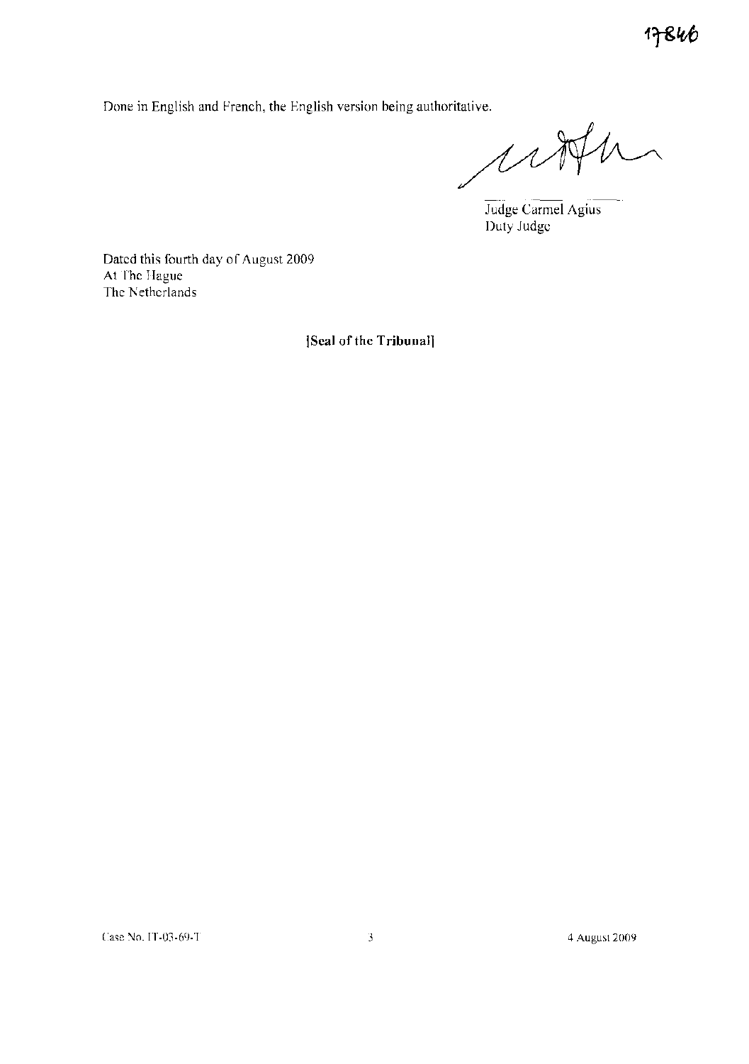Done in English and French, the English version being authoritative.

Judge Carmel Agius
Duty Judge

Dated this fourth day of August 2009
At The Hague
The Netherlands

**[Seal of the Tribunal]**